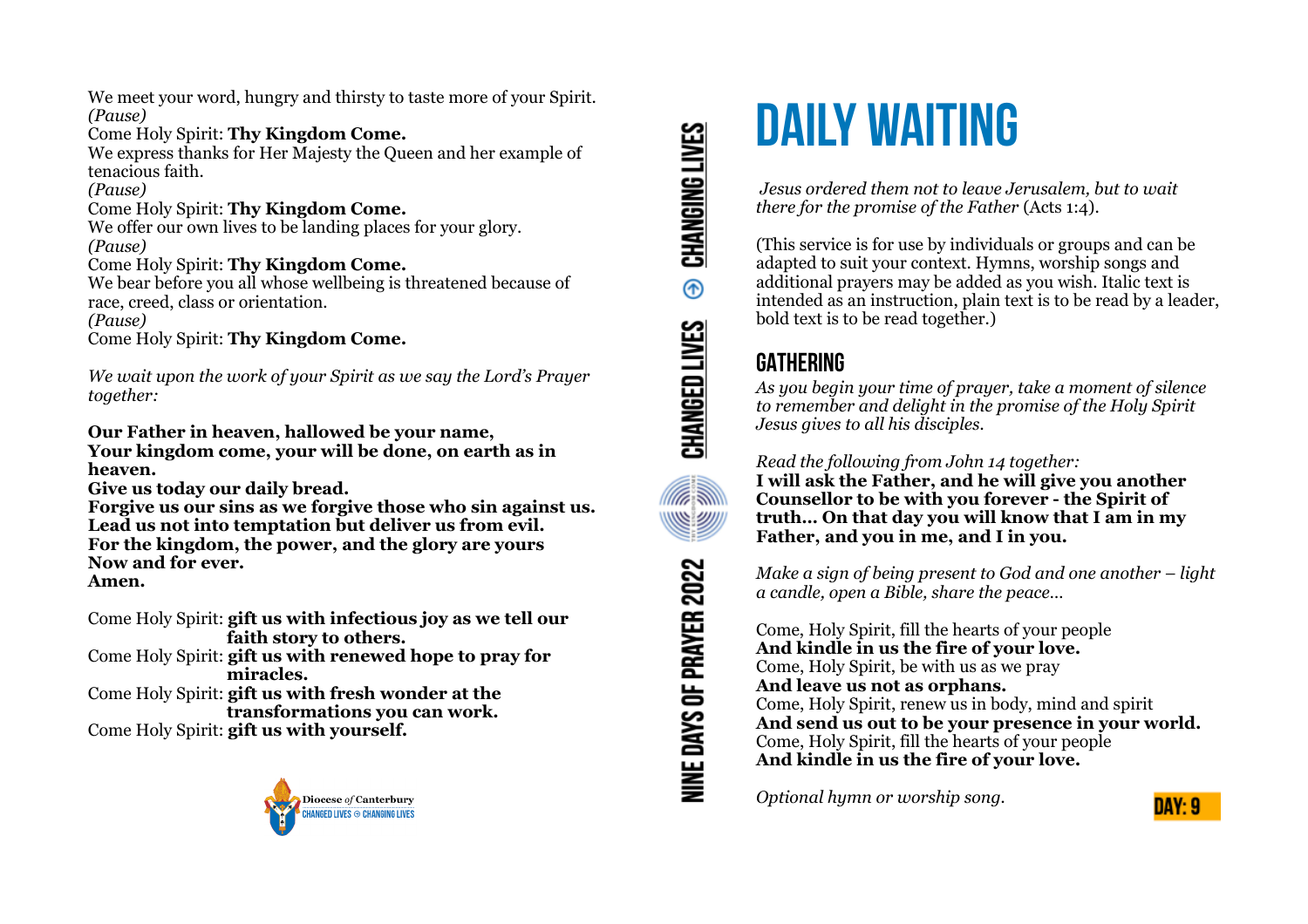We meet your word, hungry and thirsty to taste more of your Spirit.
*(Pause)*
Come Holy Spirit: **Thy Kingdom Come.**
We express thanks for Her Majesty the Queen and her example of tenacious faith.
*(Pause)*
Come Holy Spirit: **Thy Kingdom Come.**
We offer our own lives to be landing places for your glory.
*(Pause)*
Come Holy Spirit: **Thy Kingdom Come.**
We bear before you all whose wellbeing is threatened because of race, creed, class or orientation.
*(Pause)*
Come Holy Spirit: **Thy Kingdom Come.**

*We wait upon the work of your Spirit as we say the Lord's Prayer together:*

**Our Father in heaven, hallowed be your name,**
**Your kingdom come, your will be done, on earth as in heaven.**
**Give us today our daily bread.**
**Forgive us our sins as we forgive those who sin against us.**
**Lead us not into temptation but deliver us from evil.**
**For the kingdom, the power, and the glory are yours**
**Now and for ever.**
**Amen.**

Come Holy Spirit: **gift us with infectious joy as we tell our faith story to others.**
Come Holy Spirit: **gift us with renewed hope to pray for miracles.**
Come Holy Spirit: **gift us with fresh wonder at the transformations you can work.**
Come Holy Spirit: **gift us with yourself.**

Diocese *of* Canterbury
CHANGED LIVES ⊕ CHANGING LIVES

NINE DAYS OF PRAYER 2022 — CHANGED LIVES ⊕ CHANGING LIVES

# DAILY WAITING

*Jesus ordered them not to leave Jerusalem, but to wait there for the promise of the Father* (Acts 1:4).

(This service is for use by individuals or groups and can be adapted to suit your context. Hymns, worship songs and additional prayers may be added as you wish. Italic text is intended as an instruction, plain text is to be read by a leader, bold text is to be read together.)

## GATHERING

*As you begin your time of prayer, take a moment of silence to remember and delight in the promise of the Holy Spirit Jesus gives to all his disciples.*

*Read the following from John 14 together:*
**I will ask the Father, and he will give you another Counsellor to be with you forever - the Spirit of truth… On that day you will know that I am in my Father, and you in me, and I in you.**

*Make a sign of being present to God and one another – light a candle, open a Bible, share the peace…*

Come, Holy Spirit, fill the hearts of your people
**And kindle in us the fire of your love.**
Come, Holy Spirit, be with us as we pray
**And leave us not as orphans.**
Come, Holy Spirit, renew us in body, mind and spirit
**And send us out to be your presence in your world.**
Come, Holy Spirit, fill the hearts of your people
**And kindle in us the fire of your love.**

*Optional hymn or worship song.*

DAY: 9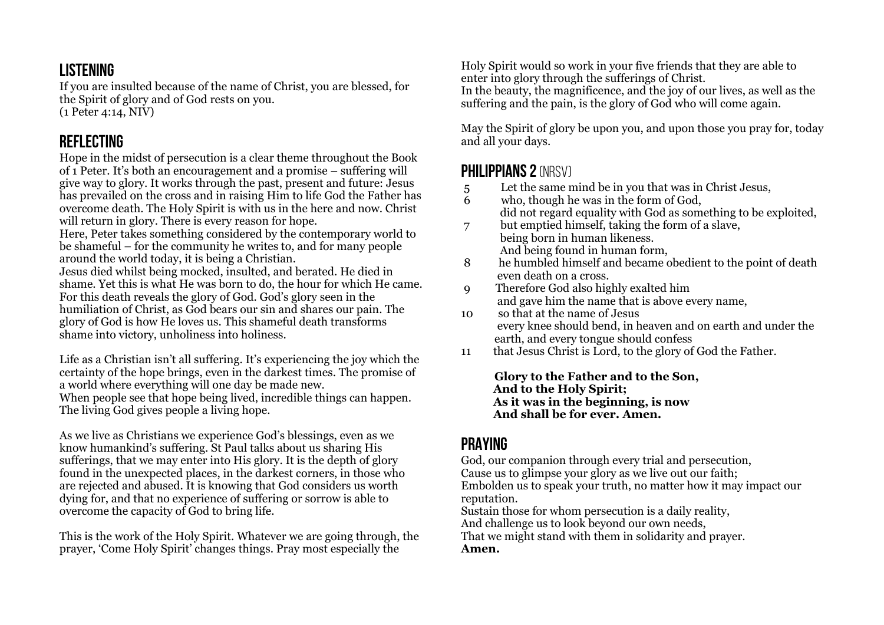## LISTENING

If you are insulted because of the name of Christ, you are blessed, for the Spirit of glory and of God rests on you.
(1 Peter 4:14, NIV)

## REFLECTING

Hope in the midst of persecution is a clear theme throughout the Book of 1 Peter. It's both an encouragement and a promise – suffering will give way to glory. It works through the past, present and future: Jesus has prevailed on the cross and in raising Him to life God the Father has overcome death. The Holy Spirit is with us in the here and now. Christ will return in glory. There is every reason for hope.
Here, Peter takes something considered by the contemporary world to be shameful – for the community he writes to, and for many people around the world today, it is being a Christian.
Jesus died whilst being mocked, insulted, and berated. He died in shame. Yet this is what He was born to do, the hour for which He came. For this death reveals the glory of God. God's glory seen in the humiliation of Christ, as God bears our sin and shares our pain. The glory of God is how He loves us. This shameful death transforms shame into victory, unholiness into holiness.

Life as a Christian isn't all suffering. It's experiencing the joy which the certainty of the hope brings, even in the darkest times. The promise of a world where everything will one day be made new.
When people see that hope being lived, incredible things can happen. The living God gives people a living hope.

As we live as Christians we experience God's blessings, even as we know humankind's suffering. St Paul talks about us sharing His sufferings, that we may enter into His glory. It is the depth of glory found in the unexpected places, in the darkest corners, in those who are rejected and abused. It is knowing that God considers us worth dying for, and that no experience of suffering or sorrow is able to overcome the capacity of God to bring life.

This is the work of the Holy Spirit. Whatever we are going through, the prayer, 'Come Holy Spirit' changes things. Pray most especially the Holy Spirit would so work in your five friends that they are able to enter into glory through the sufferings of Christ.
In the beauty, the magnificence, and the joy of our lives, as well as the suffering and the pain, is the glory of God who will come again.

May the Spirit of glory be upon you, and upon those you pray for, today and all your days.

## PHILIPPIANS 2 (NRSV)

5 Let the same mind be in you that was in Christ Jesus,
6 who, though he was in the form of God,
did not regard equality with God as something to be exploited,
7 but emptied himself, taking the form of a slave,
being born in human likeness.
And being found in human form,
8 he humbled himself and became obedient to the point of death
even death on a cross.
9 Therefore God also highly exalted him
and gave him the name that is above every name,
10 so that at the name of Jesus
every knee should bend, in heaven and on earth and under the earth, and every tongue should confess
11 that Jesus Christ is Lord, to the glory of God the Father.

**Glory to the Father and to the Son,**
**And to the Holy Spirit;**
**As it was in the beginning, is now**
**And shall be for ever. Amen.**

## PRAYING

God, our companion through every trial and persecution,
Cause us to glimpse your glory as we live out our faith;
Embolden us to speak your truth, no matter how it may impact our reputation.
Sustain those for whom persecution is a daily reality,
And challenge us to look beyond our own needs,
That we might stand with them in solidarity and prayer.
**Amen.**